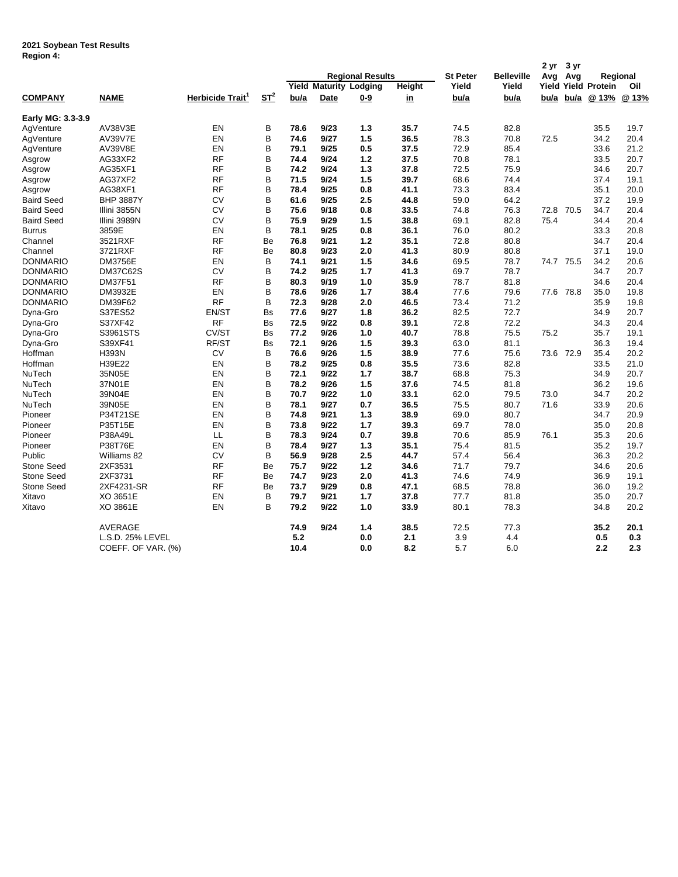**2021 Soybean Test Results**
**Region 4:**

| COMPANY | NAME | Herbicide Trait[1] | ST[2] | Regional Results Yield bu/a | Regional Results Maturity Date | Regional Results Lodging 0-9 | Height in | St Peter Yield bu/a | Belleville Yield bu/a | 2 yr Avg Yield bu/a | 3 yr Avg Yield bu/a | Regional Protein @ 13% | Regional Oil @ 13% |
|---|---|---|---|---|---|---|---|---|---|---|---|---|---|
| **Early MG: 3.3-3.9** | | | | | | | | | | | | | |
| AgVenture | AV38V3E | EN | B | **78.6** | **9/23** | **1.3** | **35.7** | 74.5 | 82.8 | | | 35.5 | 19.7 |
| AgVenture | AV39V7E | EN | B | **74.6** | **9/27** | **1.5** | **36.5** | 78.3 | 70.8 | 72.5 | | 34.2 | 20.4 |
| AgVenture | AV39V8E | EN | B | **79.1** | **9/25** | **0.5** | **37.5** | 72.9 | 85.4 | | | 33.6 | 21.2 |
| Asgrow | AG33XF2 | RF | B | **74.4** | **9/24** | **1.2** | **37.5** | 70.8 | 78.1 | | | 33.5 | 20.7 |
| Asgrow | AG35XF1 | RF | B | **74.2** | **9/24** | **1.3** | **37.8** | 72.5 | 75.9 | | | 34.6 | 20.7 |
| Asgrow | AG37XF2 | RF | B | **71.5** | **9/24** | **1.5** | **39.7** | 68.6 | 74.4 | | | 37.4 | 19.1 |
| Asgrow | AG38XF1 | RF | B | **78.4** | **9/25** | **0.8** | **41.1** | 73.3 | 83.4 | | | 35.1 | 20.0 |
| Baird Seed | BHP 3887Y | CV | B | **61.6** | **9/25** | **2.5** | **44.8** | 59.0 | 64.2 | | | 37.2 | 19.9 |
| Baird Seed | Illini 3855N | CV | B | **75.6** | **9/18** | **0.8** | **33.5** | 74.8 | 76.3 | 72.8 | 70.5 | 34.7 | 20.4 |
| Baird Seed | Illini 3989N | CV | B | **75.9** | **9/29** | **1.5** | **38.8** | 69.1 | 82.8 | 75.4 | | 34.4 | 20.4 |
| Burrus | 3859E | EN | B | **78.1** | **9/25** | **0.8** | **36.1** | 76.0 | 80.2 | | | 33.3 | 20.8 |
| Channel | 3521RXF | RF | Be | **76.8** | **9/21** | **1.2** | **35.1** | 72.8 | 80.8 | | | 34.7 | 20.4 |
| Channel | 3721RXF | RF | Be | **80.8** | **9/23** | **2.0** | **41.3** | 80.9 | 80.8 | | | 37.1 | 19.0 |
| DONMARIO | DM3756E | EN | B | **74.1** | **9/21** | **1.5** | **34.6** | 69.5 | 78.7 | 74.7 | 75.5 | 34.2 | 20.6 |
| DONMARIO | DM37C62S | CV | B | **74.2** | **9/25** | **1.7** | **41.3** | 69.7 | 78.7 | | | 34.7 | 20.7 |
| DONMARIO | DM37F51 | RF | B | **80.3** | **9/19** | **1.0** | **35.9** | 78.7 | 81.8 | | | 34.6 | 20.4 |
| DONMARIO | DM3932E | EN | B | **78.6** | **9/26** | **1.7** | **38.4** | 77.6 | 79.6 | 77.6 | 78.8 | 35.0 | 19.8 |
| DONMARIO | DM39F62 | RF | B | **72.3** | **9/28** | **2.0** | **46.5** | 73.4 | 71.2 | | | 35.9 | 19.8 |
| Dyna-Gro | S37ES52 | EN/ST | Bs | **77.6** | **9/27** | **1.8** | **36.2** | 82.5 | 72.7 | | | 34.9 | 20.7 |
| Dyna-Gro | S37XF42 | RF | Bs | **72.5** | **9/22** | **0.8** | **39.1** | 72.8 | 72.2 | | | 34.3 | 20.4 |
| Dyna-Gro | S3961STS | CV/ST | Bs | **77.2** | **9/26** | **1.0** | **40.7** | 78.8 | 75.5 | 75.2 | | 35.7 | 19.1 |
| Dyna-Gro | S39XF41 | RF/ST | Bs | **72.1** | **9/26** | **1.5** | **39.3** | 63.0 | 81.1 | | | 36.3 | 19.4 |
| Hoffman | H393N | CV | B | **76.6** | **9/26** | **1.5** | **38.9** | 77.6 | 75.6 | 73.6 | 72.9 | 35.4 | 20.2 |
| Hoffman | H39E22 | EN | B | **78.2** | **9/25** | **0.8** | **35.5** | 73.6 | 82.8 | | | 33.5 | 21.0 |
| NuTech | 35N05E | EN | B | **72.1** | **9/22** | **1.7** | **38.7** | 68.8 | 75.3 | | | 34.9 | 20.7 |
| NuTech | 37N01E | EN | B | **78.2** | **9/26** | **1.5** | **37.6** | 74.5 | 81.8 | | | 36.2 | 19.6 |
| NuTech | 39N04E | EN | B | **70.7** | **9/22** | **1.0** | **33.1** | 62.0 | 79.5 | 73.0 | | 34.7 | 20.2 |
| NuTech | 39N05E | EN | B | **78.1** | **9/27** | **0.7** | **36.5** | 75.5 | 80.7 | 71.6 | | 33.9 | 20.6 |
| Pioneer | P34T21SE | EN | B | **74.8** | **9/21** | **1.3** | **38.9** | 69.0 | 80.7 | | | 34.7 | 20.9 |
| Pioneer | P35T15E | EN | B | **73.8** | **9/22** | **1.7** | **39.3** | 69.7 | 78.0 | | | 35.0 | 20.8 |
| Pioneer | P38A49L | LL | B | **78.3** | **9/24** | **0.7** | **39.8** | 70.6 | 85.9 | 76.1 | | 35.3 | 20.6 |
| Pioneer | P38T76E | EN | B | **78.4** | **9/27** | **1.3** | **35.1** | 75.4 | 81.5 | | | 35.2 | 19.7 |
| Public | Williams 82 | CV | B | **56.9** | **9/28** | **2.5** | **44.7** | 57.4 | 56.4 | | | 36.3 | 20.2 |
| Stone Seed | 2XF3531 | RF | Be | **75.7** | **9/22** | **1.2** | **34.6** | 71.7 | 79.7 | | | 34.6 | 20.6 |
| Stone Seed | 2XF3731 | RF | Be | **74.7** | **9/23** | **2.0** | **41.3** | 74.6 | 74.9 | | | 36.9 | 19.1 |
| Stone Seed | 2XF4231-SR | RF | Be | **73.7** | **9/29** | **0.8** | **47.1** | 68.5 | 78.8 | | | 36.0 | 19.2 |
| Xitavo | XO 3651E | EN | B | **79.7** | **9/21** | **1.7** | **37.8** | 77.7 | 81.8 | | | 35.0 | 20.7 |
| Xitavo | XO 3861E | EN | B | **79.2** | **9/22** | **1.0** | **33.9** | 80.1 | 78.3 | | | 34.8 | 20.2 |
| | AVERAGE | | | **74.9** | **9/24** | **1.4** | **38.5** | 72.5 | 77.3 | | | **35.2** | **20.1** |
| | L.S.D. 25% LEVEL | | | **5.2** | | **0.0** | **2.1** | 3.9 | 4.4 | | | **0.5** | **0.3** |
| | COEFF. OF VAR. (%) | | | **10.4** | | **0.0** | **8.2** | 5.7 | 6.0 | | | **2.2** | **2.3** |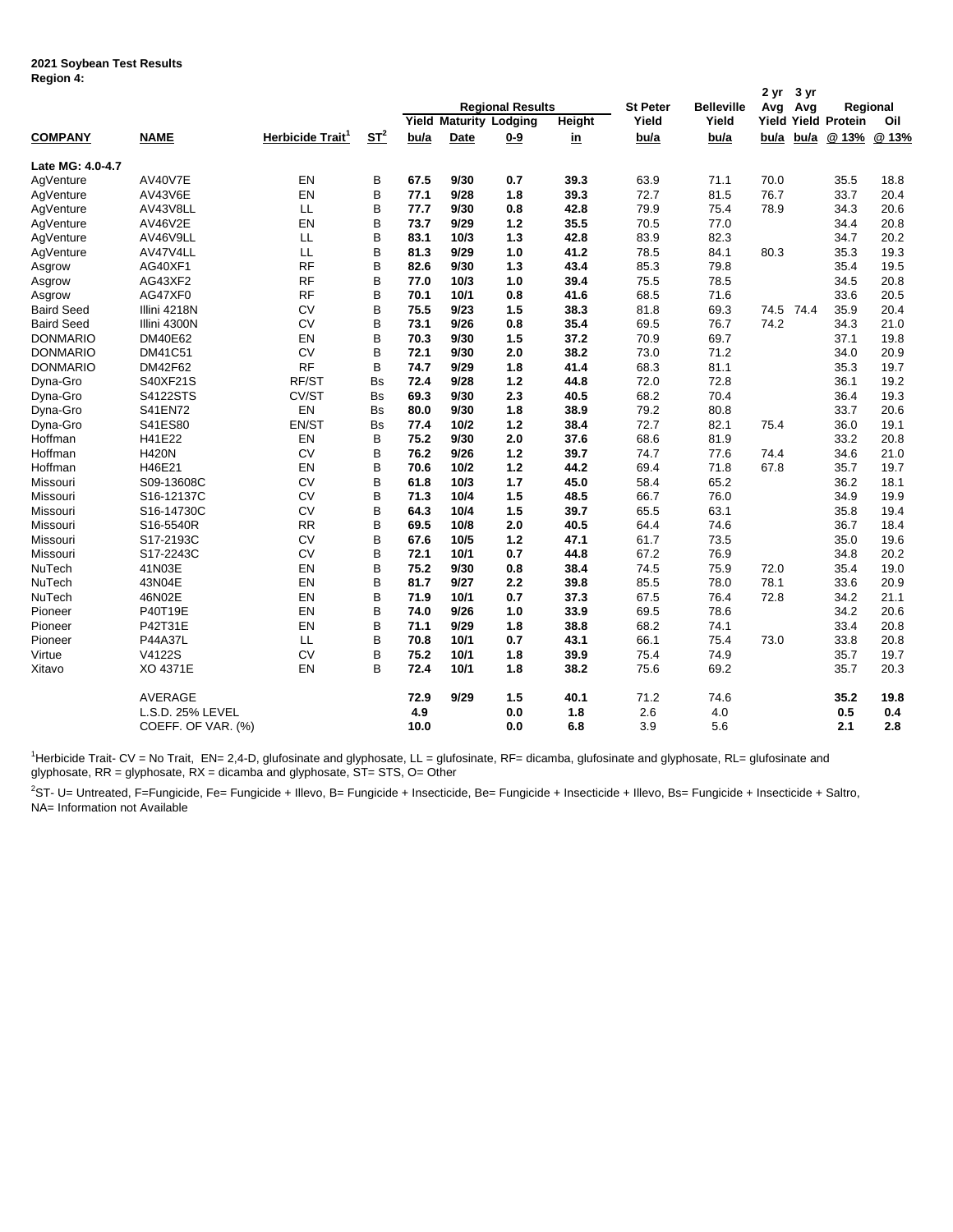**2021 Soybean Test Results**
**Region 4:**

| COMPANY | NAME | Herbicide Trait[1] | ST[2] | Regional Results Yield bu/a | Regional Results Maturity Date | Regional Results Lodging 0-9 | Regional Results Height in | St Peter Yield bu/a | Belleville Yield bu/a | 2 yr Avg Yield bu/a | 3 yr Avg Yield bu/a | Regional Protein @ 13% | Regional Oil @ 13% |
|---|---|---|---|---|---|---|---|---|---|---|---|---|---|
| **Late MG: 4.0-4.7** | | | | | | | | | | | | | |
| AgVenture | AV40V7E | EN | B | **67.5** | **9/30** | **0.7** | **39.3** | 63.9 | 71.1 | 70.0 | | 35.5 | 18.8 |
| AgVenture | AV43V6E | EN | B | **77.1** | **9/28** | **1.8** | **39.3** | 72.7 | 81.5 | 76.7 | | 33.7 | 20.4 |
| AgVenture | AV43V8LL | LL | B | **77.7** | **9/30** | **0.8** | **42.8** | 79.9 | 75.4 | 78.9 | | 34.3 | 20.6 |
| AgVenture | AV46V2E | EN | B | **73.7** | **9/29** | **1.2** | **35.5** | 70.5 | 77.0 | | | 34.4 | 20.8 |
| AgVenture | AV46V9LL | LL | B | **83.1** | **10/3** | **1.3** | **42.8** | 83.9 | 82.3 | | | 34.7 | 20.2 |
| AgVenture | AV47V4LL | LL | B | **81.3** | **9/29** | **1.0** | **41.2** | 78.5 | 84.1 | 80.3 | | 35.3 | 19.3 |
| Asgrow | AG40XF1 | RF | B | **82.6** | **9/30** | **1.3** | **43.4** | 85.3 | 79.8 | | | 35.4 | 19.5 |
| Asgrow | AG43XF2 | RF | B | **77.0** | **10/3** | **1.0** | **39.4** | 75.5 | 78.5 | | | 34.5 | 20.8 |
| Asgrow | AG47XF0 | RF | B | **70.1** | **10/1** | **0.8** | **41.6** | 68.5 | 71.6 | | | 33.6 | 20.5 |
| Baird Seed | Illini 4218N | CV | B | **75.5** | **9/23** | **1.5** | **38.3** | 81.8 | 69.3 | 74.5 | 74.4 | 35.9 | 20.4 |
| Baird Seed | Illini 4300N | CV | B | **73.1** | **9/26** | **0.8** | **35.4** | 69.5 | 76.7 | 74.2 | | 34.3 | 21.0 |
| DONMARIO | DM40E62 | EN | B | **70.3** | **9/30** | **1.5** | **37.2** | 70.9 | 69.7 | | | 37.1 | 19.8 |
| DONMARIO | DM41C51 | CV | B | **72.1** | **9/30** | **2.0** | **38.2** | 73.0 | 71.2 | | | 34.0 | 20.9 |
| DONMARIO | DM42F62 | RF | B | **74.7** | **9/29** | **1.8** | **41.4** | 68.3 | 81.1 | | | 35.3 | 19.7 |
| Dyna-Gro | S40XF21S | RF/ST | Bs | **72.4** | **9/28** | **1.2** | **44.8** | 72.0 | 72.8 | | | 36.1 | 19.2 |
| Dyna-Gro | S4122STS | CV/ST | Bs | **69.3** | **9/30** | **2.3** | **40.5** | 68.2 | 70.4 | | | 36.4 | 19.3 |
| Dyna-Gro | S41EN72 | EN | Bs | **80.0** | **9/30** | **1.8** | **38.9** | 79.2 | 80.8 | | | 33.7 | 20.6 |
| Dyna-Gro | S41ES80 | EN/ST | Bs | **77.4** | **10/2** | **1.2** | **38.4** | 72.7 | 82.1 | 75.4 | | 36.0 | 19.1 |
| Hoffman | H41E22 | EN | B | **75.2** | **9/30** | **2.0** | **37.6** | 68.6 | 81.9 | | | 33.2 | 20.8 |
| Hoffman | H420N | CV | B | **76.2** | **9/26** | **1.2** | **39.7** | 74.7 | 77.6 | 74.4 | | 34.6 | 21.0 |
| Hoffman | H46E21 | EN | B | **70.6** | **10/2** | **1.2** | **44.2** | 69.4 | 71.8 | 67.8 | | 35.7 | 19.7 |
| Missouri | S09-13608C | CV | B | **61.8** | **10/3** | **1.7** | **45.0** | 58.4 | 65.2 | | | 36.2 | 18.1 |
| Missouri | S16-12137C | CV | B | **71.3** | **10/4** | **1.5** | **48.5** | 66.7 | 76.0 | | | 34.9 | 19.9 |
| Missouri | S16-14730C | CV | B | **64.3** | **10/4** | **1.5** | **39.7** | 65.5 | 63.1 | | | 35.8 | 19.4 |
| Missouri | S16-5540R | RR | B | **69.5** | **10/8** | **2.0** | **40.5** | 64.4 | 74.6 | | | 36.7 | 18.4 |
| Missouri | S17-2193C | CV | B | **67.6** | **10/5** | **1.2** | **47.1** | 61.7 | 73.5 | | | 35.0 | 19.6 |
| Missouri | S17-2243C | CV | B | **72.1** | **10/1** | **0.7** | **44.8** | 67.2 | 76.9 | | | 34.8 | 20.2 |
| NuTech | 41N03E | EN | B | **75.2** | **9/30** | **0.8** | **38.4** | 74.5 | 75.9 | 72.0 | | 35.4 | 19.0 |
| NuTech | 43N04E | EN | B | **81.7** | **9/27** | **2.2** | **39.8** | 85.5 | 78.0 | 78.1 | | 33.6 | 20.9 |
| NuTech | 46N02E | EN | B | **71.9** | **10/1** | **0.7** | **37.3** | 67.5 | 76.4 | 72.8 | | 34.2 | 21.1 |
| Pioneer | P40T19E | EN | B | **74.0** | **9/26** | **1.0** | **33.9** | 69.5 | 78.6 | | | 34.2 | 20.6 |
| Pioneer | P42T31E | EN | B | **71.1** | **9/29** | **1.8** | **38.8** | 68.2 | 74.1 | | | 33.4 | 20.8 |
| Pioneer | P44A37L | LL | B | **70.8** | **10/1** | **0.7** | **43.1** | 66.1 | 75.4 | 73.0 | | 33.8 | 20.8 |
| Virtue | V4122S | CV | B | **75.2** | **10/1** | **1.8** | **39.9** | 75.4 | 74.9 | | | 35.7 | 19.7 |
| Xitavo | XO 4371E | EN | B | **72.4** | **10/1** | **1.8** | **38.2** | 75.6 | 69.2 | | | 35.7 | 20.3 |
| | AVERAGE | | | **72.9** | **9/29** | **1.5** | **40.1** | 71.2 | 74.6 | | | **35.2** | **19.8** |
| | L.S.D. 25% LEVEL | | | **4.9** | | **0.0** | **1.8** | 2.6 | 4.0 | | | **0.5** | **0.4** |
| | COEFF. OF VAR. (%) | | | **10.0** | | **0.0** | **6.8** | 3.9 | 5.6 | | | **2.1** | **2.8** |

[1]Herbicide Trait- CV = No Trait, EN= 2,4-D, glufosinate and glyphosate, LL = glufosinate, RF= dicamba, glufosinate and glyphosate, RL= glufosinate and glyphosate, RR = glyphosate, RX = dicamba and glyphosate, ST= STS, O= Other

[2]ST- U= Untreated, F=Fungicide, Fe= Fungicide + Illevo, B= Fungicide + Insecticide, Be= Fungicide + Insecticide + Illevo, Bs= Fungicide + Insecticide + Saltro, NA= Information not Available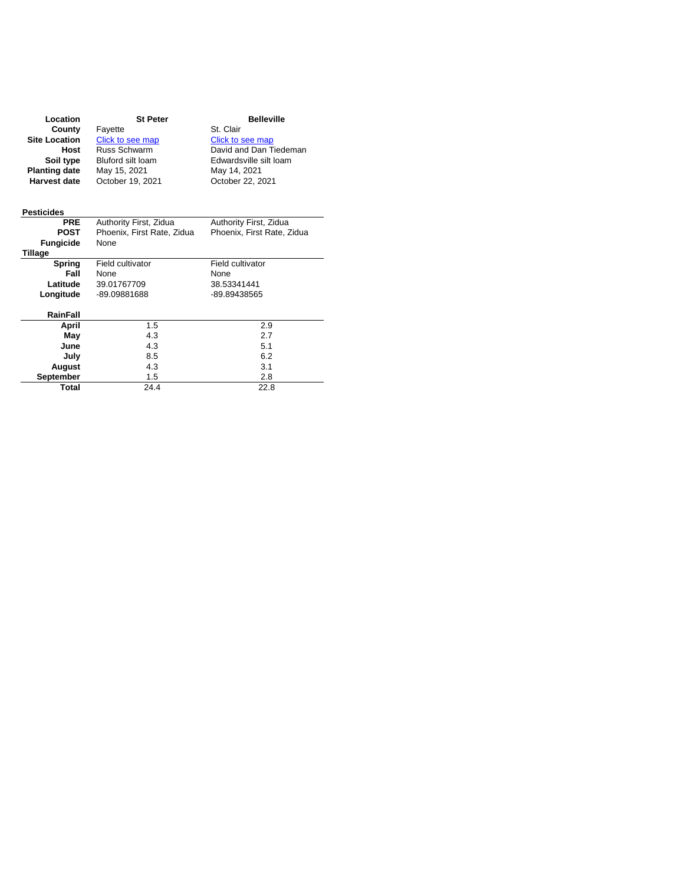| Location | St Peter | Belleville |
|---|---|---|
| County | Fayette | St. Clair |
| Site Location | Click to see map | Click to see map |
| Host | Russ Schwarm | David and Dan Tiedeman |
| Soil type | Bluford silt loam | Edwardsville silt loam |
| Planting date | May 15, 2021 | May 14, 2021 |
| Harvest date | October 19, 2021 | October 22, 2021 |
| **Pesticides** | | |
| PRE | Authority First, Zidua | Authority First, Zidua |
| POST | Phoenix, First Rate, Zidua | Phoenix, First Rate, Zidua |
| Fungicide | None | |
| **Tillage** | | |
| Spring | Field cultivator | Field cultivator |
| Fall | None | None |
| Latitude | 39.01767709 | 38.53341441 |
| Longitude | -89.09881688 | -89.89438565 |
| **RainFall** | | |
| April | 1.5 | 2.9 |
| May | 4.3 | 2.7 |
| June | 4.3 | 5.1 |
| July | 8.5 | 6.2 |
| August | 4.3 | 3.1 |
| September | 1.5 | 2.8 |
| **Total** | 24.4 | 22.8 |